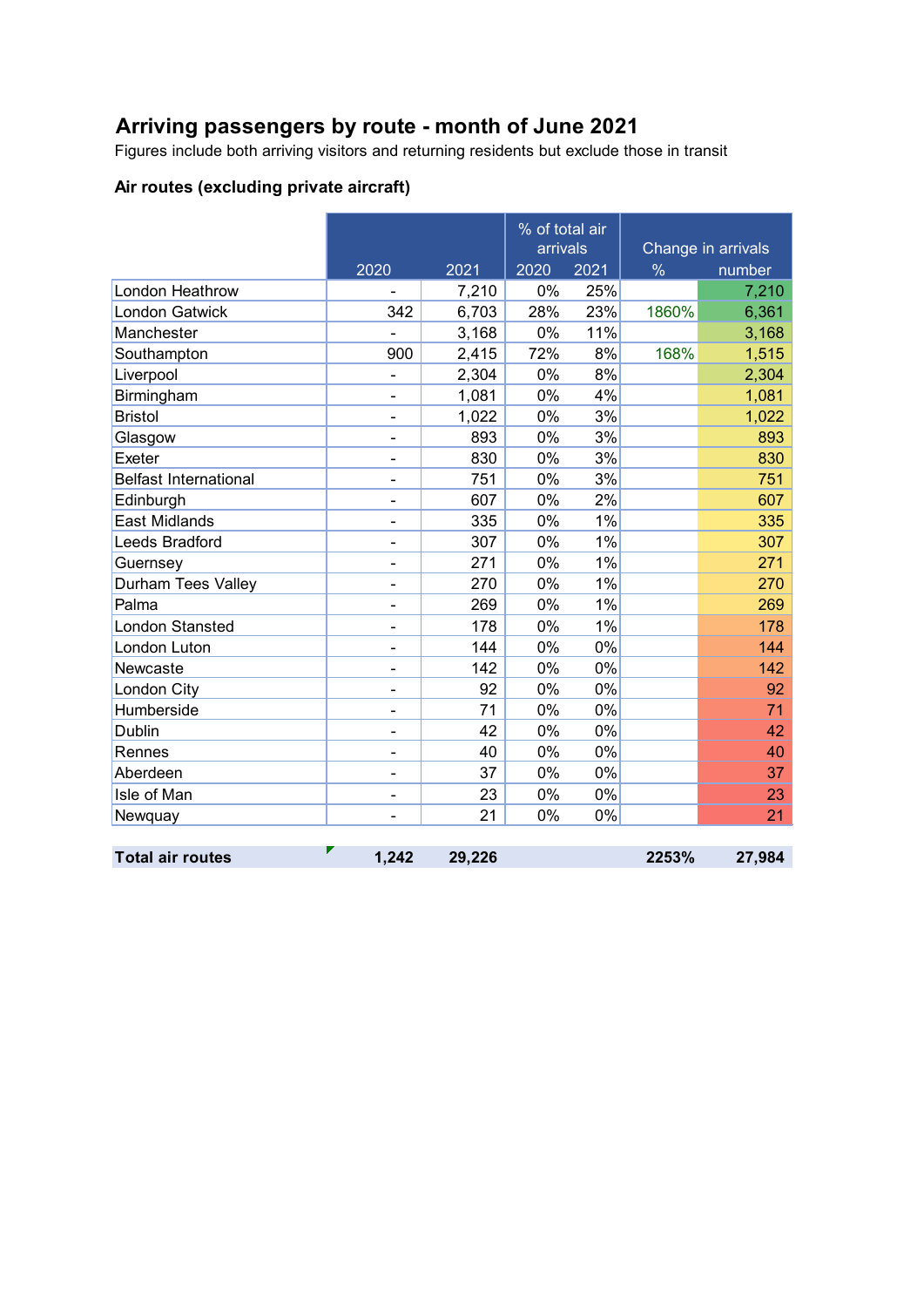# Arriving passengers by route - month of June 2021

Figures include both arriving visitors and returning residents but exclude those in transit

### Air routes (excluding private aircraft)

| | | | % of total air arrivals | | Change in arrivals | |
|---|---|---|---|---|---|---|
| | 2020 | 2021 | 2020 | 2021 | % | number |
| London Heathrow | - | 7,210 | 0% | 25% | | 7,210 |
| London Gatwick | 342 | 6,703 | 28% | 23% | 1860% | 6,361 |
| Manchester | - | 3,168 | 0% | 11% | | 3,168 |
| Southampton | 900 | 2,415 | 72% | 8% | 168% | 1,515 |
| Liverpool | - | 2,304 | 0% | 8% | | 2,304 |
| Birmingham | - | 1,081 | 0% | 4% | | 1,081 |
| Bristol | - | 1,022 | 0% | 3% | | 1,022 |
| Glasgow | - | 893 | 0% | 3% | | 893 |
| Exeter | - | 830 | 0% | 3% | | 830 |
| Belfast International | - | 751 | 0% | 3% | | 751 |
| Edinburgh | - | 607 | 0% | 2% | | 607 |
| East Midlands | - | 335 | 0% | 1% | | 335 |
| Leeds Bradford | - | 307 | 0% | 1% | | 307 |
| Guernsey | - | 271 | 0% | 1% | | 271 |
| Durham Tees Valley | - | 270 | 0% | 1% | | 270 |
| Palma | - | 269 | 0% | 1% | | 269 |
| London Stansted | - | 178 | 0% | 1% | | 178 |
| London Luton | - | 144 | 0% | 0% | | 144 |
| Newcastle | - | 142 | 0% | 0% | | 142 |
| London City | - | 92 | 0% | 0% | | 92 |
| Humberside | - | 71 | 0% | 0% | | 71 |
| Dublin | - | 42 | 0% | 0% | | 42 |
| Rennes | - | 40 | 0% | 0% | | 40 |
| Aberdeen | - | 37 | 0% | 0% | | 37 |
| Isle of Man | - | 23 | 0% | 0% | | 23 |
| Newquay | - | 21 | 0% | 0% | | 21 |
| **Total air routes** | **1,242** | **29,226** | | | **2253%** | **27,984** |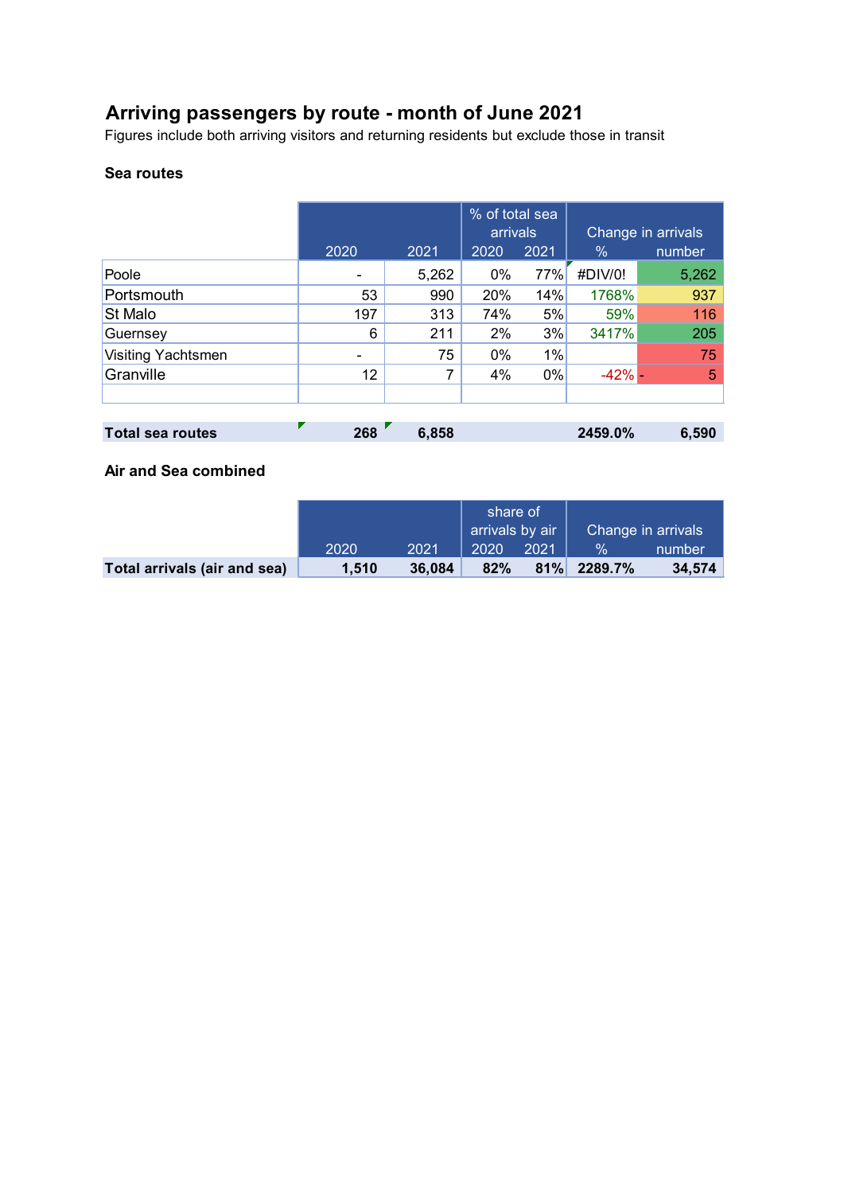# Arriving passengers by route - month of June 2021

Figures include both arriving visitors and returning residents but exclude those in transit

### Sea routes

| | 2020 | 2021 | % of total sea arrivals 2020 | 2021 | Change in arrivals % | number |
|---|---|---|---|---|---|---|
| Poole | - | 5,262 | 0% | 77% | #DIV/0! | 5,262 |
| Portsmouth | 53 | 990 | 20% | 14% | 1768% | 937 |
| St Malo | 197 | 313 | 74% | 5% | 59% | 116 |
| Guernsey | 6 | 211 | 2% | 3% | 3417% | 205 |
| Visiting Yachtsmen | - | 75 | 0% | 1% | | 75 |
| Granville | 12 | 7 | 4% | 0% | -42% | - 5 |
| | | | | | | |
| **Total sea routes** | **268** | **6,858** | | | **2459.0%** | **6,590** |

### Air and Sea combined

| | 2020 | 2021 | share of arrivals by air 2020 | 2021 | Change in arrivals % | number |
|---|---|---|---|---|---|---|
| **Total arrivals (air and sea)** | **1,510** | **36,084** | **82%** | **81%** | **2289.7%** | **34,574** |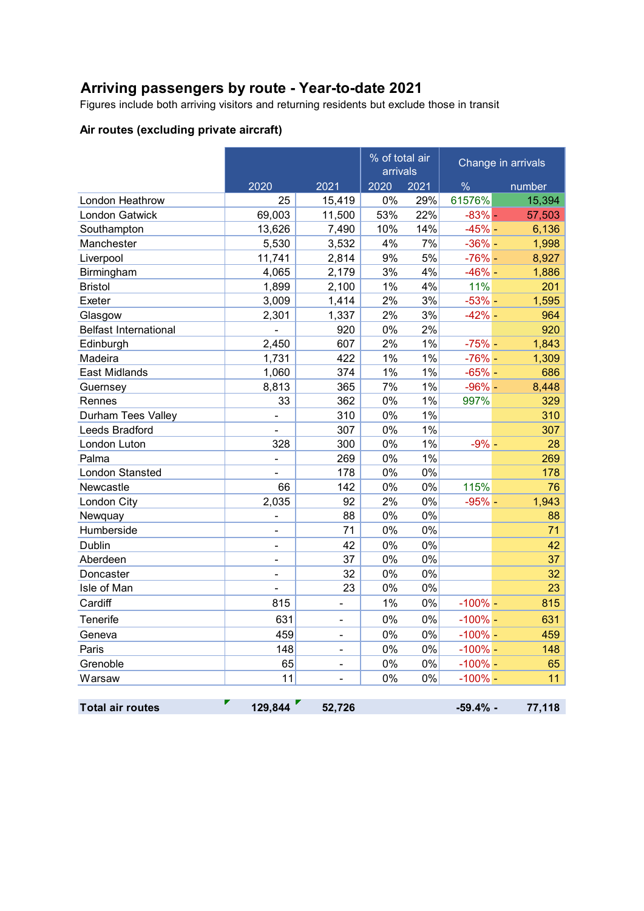## Arriving passengers by route - Year-to-date 2021

Figures include both arriving visitors and returning residents but exclude those in transit

### Air routes (excluding private aircraft)

| | 2020 | 2021 | % of total air arrivals 2020 | 2021 | Change in arrivals % | number |
|---|---|---|---|---|---|---|
| London Heathrow | 25 | 15,419 | 0% | 29% | 61576% | 15,394 |
| London Gatwick | 69,003 | 11,500 | 53% | 22% | -83% | - 57,503 |
| Southampton | 13,626 | 7,490 | 10% | 14% | -45% | - 6,136 |
| Manchester | 5,530 | 3,532 | 4% | 7% | -36% | - 1,998 |
| Liverpool | 11,741 | 2,814 | 9% | 5% | -76% | - 8,927 |
| Birmingham | 4,065 | 2,179 | 3% | 4% | -46% | - 1,886 |
| Bristol | 1,899 | 2,100 | 1% | 4% | 11% | 201 |
| Exeter | 3,009 | 1,414 | 2% | 3% | -53% | - 1,595 |
| Glasgow | 2,301 | 1,337 | 2% | 3% | -42% | - 964 |
| Belfast International | - | 920 | 0% | 2% | | 920 |
| Edinburgh | 2,450 | 607 | 2% | 1% | -75% | - 1,843 |
| Madeira | 1,731 | 422 | 1% | 1% | -76% | - 1,309 |
| East Midlands | 1,060 | 374 | 1% | 1% | -65% | - 686 |
| Guernsey | 8,813 | 365 | 7% | 1% | -96% | - 8,448 |
| Rennes | 33 | 362 | 0% | 1% | 997% | 329 |
| Durham Tees Valley | - | 310 | 0% | 1% | | 310 |
| Leeds Bradford | - | 307 | 0% | 1% | | 307 |
| London Luton | 328 | 300 | 0% | 1% | -9% | - 28 |
| Palma | - | 269 | 0% | 1% | | 269 |
| London Stansted | - | 178 | 0% | 0% | | 178 |
| Newcastle | 66 | 142 | 0% | 0% | 115% | 76 |
| London City | 2,035 | 92 | 2% | 0% | -95% | - 1,943 |
| Newquay | - | 88 | 0% | 0% | | 88 |
| Humberside | - | 71 | 0% | 0% | | 71 |
| Dublin | - | 42 | 0% | 0% | | 42 |
| Aberdeen | - | 37 | 0% | 0% | | 37 |
| Doncaster | - | 32 | 0% | 0% | | 32 |
| Isle of Man | - | 23 | 0% | 0% | | 23 |
| Cardiff | 815 | - | 1% | 0% | -100% | - 815 |
| Tenerife | 631 | - | 0% | 0% | -100% | - 631 |
| Geneva | 459 | - | 0% | 0% | -100% | - 459 |
| Paris | 148 | - | 0% | 0% | -100% | - 148 |
| Grenoble | 65 | - | 0% | 0% | -100% | - 65 |
| Warsaw | 11 | - | 0% | 0% | -100% | - 11 |
| **Total air routes** | **129,844** | **52,726** | | | **-59.4%** | **- 77,118** |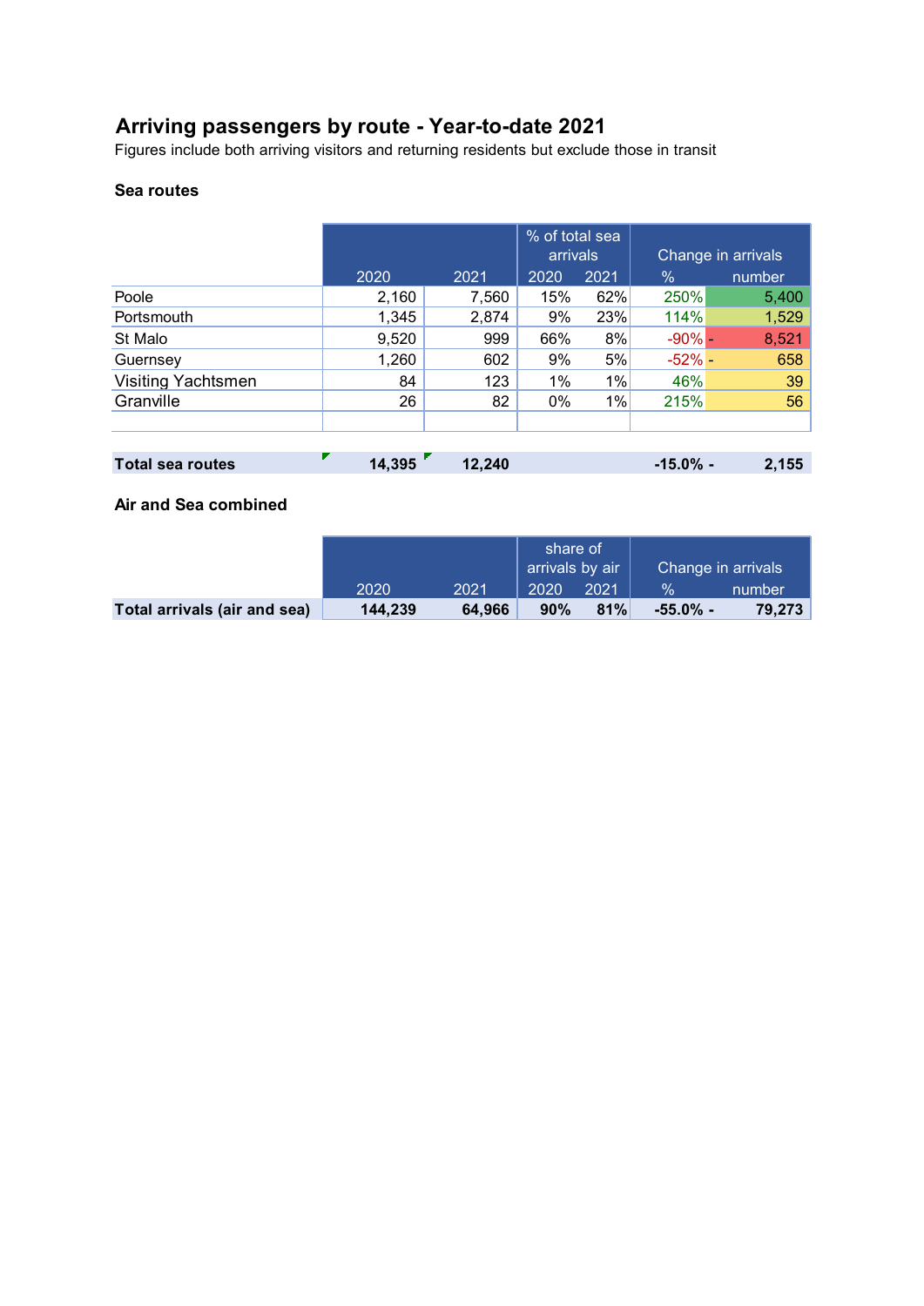# Arriving passengers by route - Year-to-date 2021

Figures include both arriving visitors and returning residents but exclude those in transit

## Sea routes

| | | | % of total sea arrivals | | Change in arrivals | |
|---|---|---|---|---|---|---|
| | 2020 | 2021 | 2020 | 2021 | % | number |
| Poole | 2,160 | 7,560 | 15% | 62% | 250% | 5,400 |
| Portsmouth | 1,345 | 2,874 | 9% | 23% | 114% | 1,529 |
| St Malo | 9,520 | 999 | 66% | 8% | -90% | - 8,521 |
| Guernsey | 1,260 | 602 | 9% | 5% | -52% | - 658 |
| Visiting Yachtsmen | 84 | 123 | 1% | 1% | 46% | 39 |
| Granville | 26 | 82 | 0% | 1% | 215% | 56 |
| | | | | | | |
| **Total sea routes** | **14,395** | **12,240** | | | **-15.0%** | **- 2,155** |

## Air and Sea combined

| | | | share of arrivals by air | | Change in arrivals | |
|---|---|---|---|---|---|---|
| | 2020 | 2021 | 2020 | 2021 | % | number |
| **Total arrivals (air and sea)** | **144,239** | **64,966** | **90%** | **81%** | **-55.0%** | **- 79,273** |